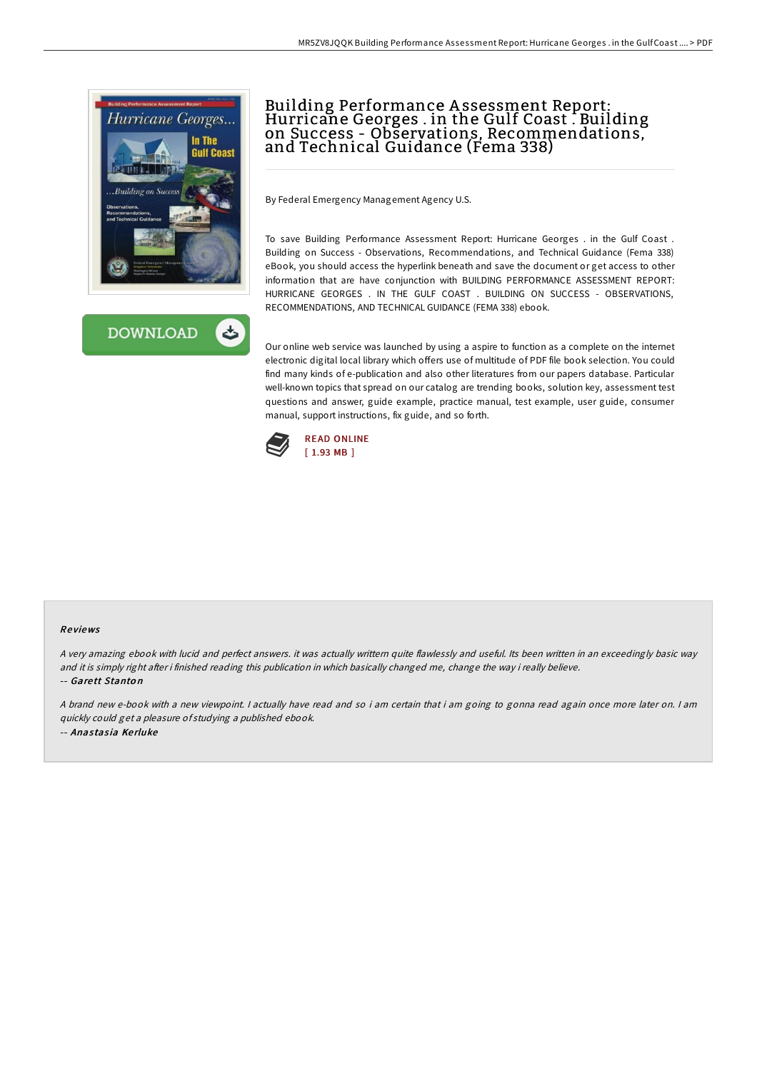# Building Performance Assessment Report: Hurricane Georges . in the Gulf Coast . Building on Success - Observations, Recommendations, and Technical Guidance (Fema 338)

By Federal Emergency Management Agency U.S.

To save Building Performance Assessment Report: Hurricane Georges . in the Gulf Coast . Building on Success - Observations, Recommendations, and Technical Guidance (Fema 338) eBook, you should access the hyperlink beneath and save the document or get access to other information that are have conjunction with BUILDING PERFORMANCE ASSESSMENT REPORT: HURRICANE GEORGES . IN THE GULF COAST . BUILDING ON SUCCESS - OBSERVATIONS, RECOMMENDATIONS, AND TECHNICAL GUIDANCE (FEMA 338) ebook.

Our online web service was launched by using a aspire to function as a complete on the internet electronic digital local library which offers use of multitude of PDF file book selection. You could find many kinds of e-publication and also other literatures from our papers database. Particular well-known topics that spread on our catalog are trending books, solution key, assessment test questions and answer, guide example, practice manual, test example, user guide, consumer manual, support instructions, fix guide, and so forth.

READ ONLINE
[ 1.93 MB ]

### Reviews

*A very amazing ebook with lucid and perfect answers. it was actually writtern quite flawlessly and useful. Its been written in an exceedingly basic way and it is simply right after i finished reading this publication in which basically changed me, change the way i really believe.*

-- ***Garett Stanton***

*A brand new e-book with a new viewpoint. I actually have read and so i am certain that i am going to gonna read again once more later on. I am quickly could get a pleasure of studying a published ebook.*

-- ***Anastasia Kerluke***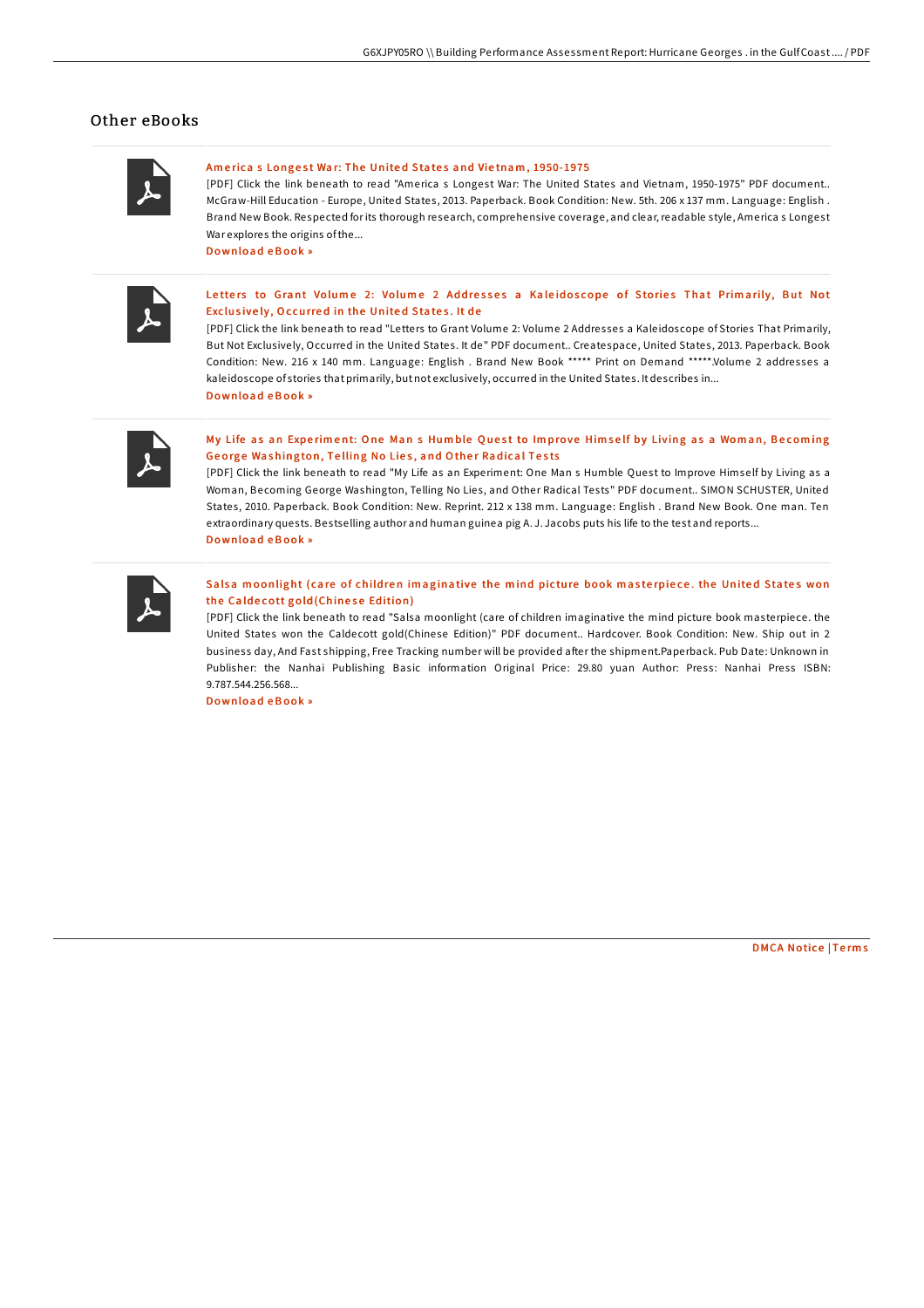## Other eBooks

### America s Longest War: The United States and Vietnam, 1950-1975

[PDF] Click the link beneath to read "America s Longest War: The United States and Vietnam, 1950-1975" PDF document.. McGraw-Hill Education - Europe, United States, 2013. Paperback. Book Condition: New. 5th. 206 x 137 mm. Language: English . Brand New Book. Respected for its thorough research, comprehensive coverage, and clear, readable style, America s Longest War explores the origins of the...

Download eBook »

### Letters to Grant Volume 2: Volume 2 Addresses a Kaleidoscope of Stories That Primarily, But Not Exclusively, Occurred in the United States. It de

[PDF] Click the link beneath to read "Letters to Grant Volume 2: Volume 2 Addresses a Kaleidoscope of Stories That Primarily, But Not Exclusively, Occurred in the United States. It de" PDF document.. Createspace, United States, 2013. Paperback. Book Condition: New. 216 x 140 mm. Language: English . Brand New Book ***** Print on Demand *****.Volume 2 addresses a kaleidoscope of stories that primarily, but not exclusively, occurred in the United States. It describes in...

Download eBook »

### My Life as an Experiment: One Man s Humble Quest to Improve Himself by Living as a Woman, Becoming George Washington, Telling No Lies, and Other Radical Tests

[PDF] Click the link beneath to read "My Life as an Experiment: One Man s Humble Quest to Improve Himself by Living as a Woman, Becoming George Washington, Telling No Lies, and Other Radical Tests" PDF document.. SIMON SCHUSTER, United States, 2010. Paperback. Book Condition: New. Reprint. 212 x 138 mm. Language: English . Brand New Book. One man. Ten extraordinary quests. Bestselling author and human guinea pig A. J. Jacobs puts his life to the test and reports...

Download eBook »

### Salsa moonlight (care of children imaginative the mind picture book masterpiece. the United States won the Caldecott gold(Chinese Edition)

[PDF] Click the link beneath to read "Salsa moonlight (care of children imaginative the mind picture book masterpiece. the United States won the Caldecott gold(Chinese Edition)" PDF document.. Hardcover. Book Condition: New. Ship out in 2 business day, And Fast shipping, Free Tracking number will be provided after the shipment.Paperback. Pub Date: Unknown in Publisher: the Nanhai Publishing Basic information Original Price: 29.80 yuan Author: Press: Nanhai Press ISBN: 9.787.544.256.568...

Download eBook »

DMCA Notice | Terms